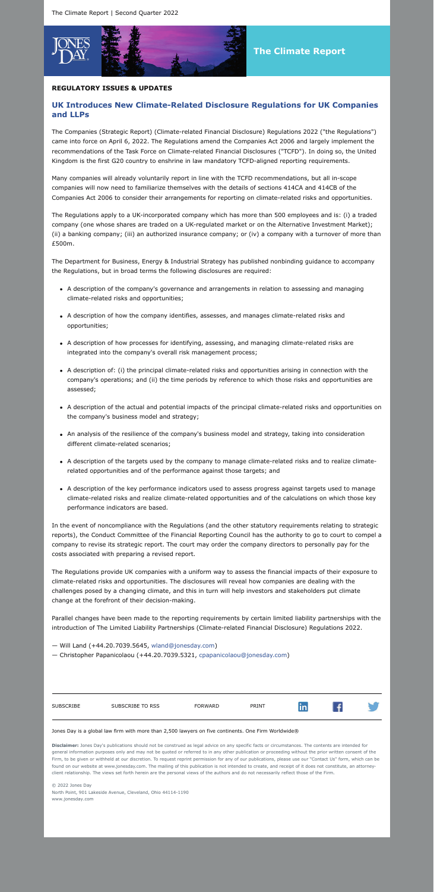**The Climate Report**

**REGULATORY ISSUES & UPDATES**

## UK Introduces New Climate-Related Disclosure Regulations for UK Companies and LLPs

The Companies (Strategic Report) (Climate-related Financial Disclosure) Regulations 2022 ("the Regulations") came into force on April 6, 2022. The Regulations amend the Companies Act 2006 and largely implement the recommendations of the Task Force on Climate-related Financial Disclosures ("TCFD"). In doing so, the United Kingdom is the first G20 country to enshrine in law mandatory TCFD-aligned reporting requirements.

Many companies will already voluntarily report in line with the TCFD recommendations, but all in-scope companies will now need to familiarize themselves with the details of sections 414CA and 414CB of the Companies Act 2006 to consider their arrangements for reporting on climate-related risks and opportunities.

The Regulations apply to a UK-incorporated company which has more than 500 employees and is: (i) a traded company (one whose shares are traded on a UK-regulated market or on the Alternative Investment Market); (ii) a banking company; (iii) an authorized insurance company; or (iv) a company with a turnover of more than £500m.

The Department for Business, Energy & Industrial Strategy has published nonbinding guidance to accompany the Regulations, but in broad terms the following disclosures are required:

- A description of the company's governance and arrangements in relation to assessing and managing climate-related risks and opportunities;
- A description of how the company identifies, assesses, and manages climate-related risks and opportunities;
- A description of how processes for identifying, assessing, and managing climate-related risks are integrated into the company's overall risk management process;
- A description of: (i) the principal climate-related risks and opportunities arising in connection with the company's operations; and (ii) the time periods by reference to which those risks and opportunities are assessed;
- A description of the actual and potential impacts of the principal climate-related risks and opportunities on the company's business model and strategy;
- An analysis of the resilience of the company's business model and strategy, taking into consideration different climate-related scenarios;
- A description of the targets used by the company to manage climate-related risks and to realize climate-related opportunities and of the performance against those targets; and
- A description of the key performance indicators used to assess progress against targets used to manage climate-related risks and realize climate-related opportunities and of the calculations on which those key performance indicators are based.

In the event of noncompliance with the Regulations (and the other statutory requirements relating to strategic reports), the Conduct Committee of the Financial Reporting Council has the authority to go to court to compel a company to revise its strategic report. The court may order the company directors to personally pay for the costs associated with preparing a revised report.

The Regulations provide UK companies with a uniform way to assess the financial impacts of their exposure to climate-related risks and opportunities. The disclosures will reveal how companies are dealing with the challenges posed by a changing climate, and this in turn will help investors and stakeholders put climate change at the forefront of their decision-making.

Parallel changes have been made to the reporting requirements by certain limited liability partnerships with the introduction of The Limited Liability Partnerships (Climate-related Financial Disclosure) Regulations 2022.

— Will Land (+44.20.7039.5645, wland@jonesday.com)
— Christopher Papanicolaou (+44.20.7039.5321, cpapanicolaou@jonesday.com)

SUBSCRIBE | SUBSCRIBE TO RSS | FORWARD | PRINT

Jones Day is a global law firm with more than 2,500 lawyers on five continents. One Firm Worldwide®

**Disclaimer:** Jones Day's publications should not be construed as legal advice on any specific facts or circumstances. The contents are intended for general information purposes only and may not be quoted or referred to in any other publication or proceeding without the prior written consent of the Firm, to be given or withheld at our discretion. To request reprint permission for any of our publications, please use our "Contact Us" form, which can be found on our website at www.jonesday.com. The mailing of this publication is not intended to create, and receipt of it does not constitute, an attorney-client relationship. The views set forth herein are the personal views of the authors and do not necessarily reflect those of the Firm.

© 2022 Jones Day
North Point, 901 Lakeside Avenue, Cleveland, Ohio 44114-1190
www.jonesday.com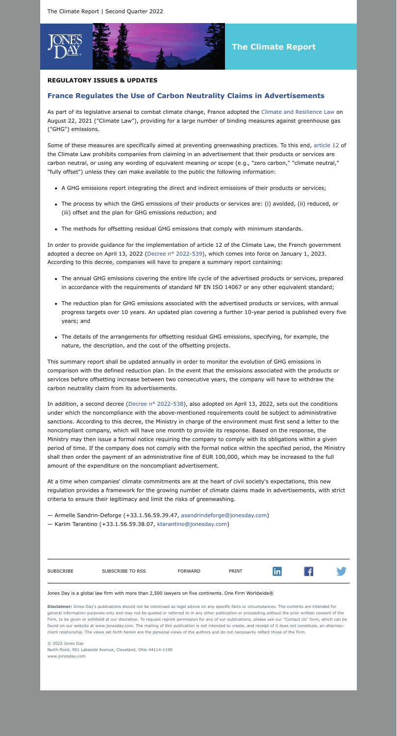**REGULATORY ISSUES & UPDATES**

## France Regulates the Use of Carbon Neutrality Claims in Advertisements

As part of its legislative arsenal to combat climate change, France adopted the Climate and Resilience Law on August 22, 2021 ("Climate Law"), providing for a large number of binding measures against greenhouse gas ("GHG") emissions.

Some of these measures are specifically aimed at preventing greenwashing practices. To this end, article 12 of the Climate Law prohibits companies from claiming in an advertisement that their products or services are carbon neutral, or using any wording of equivalent meaning or scope (e.g., "zero carbon," "climate neutral," "fully offset") unless they can make available to the public the following information:

- A GHG emissions report integrating the direct and indirect emissions of their products or services;
- The process by which the GHG emissions of their products or services are: (i) avoided, (ii) reduced, or (iii) offset and the plan for GHG emissions reduction; and
- The methods for offsetting residual GHG emissions that comply with minimum standards.

In order to provide guidance for the implementation of article 12 of the Climate Law, the French government adopted a decree on April 13, 2022 (Decree n° 2022-539), which comes into force on January 1, 2023. According to this decree, companies will have to prepare a summary report containing:

- The annual GHG emissions covering the entire life cycle of the advertised products or services, prepared in accordance with the requirements of standard NF EN ISO 14067 or any other equivalent standard;
- The reduction plan for GHG emissions associated with the advertised products or services, with annual progress targets over 10 years. An updated plan covering a further 10-year period is published every five years; and
- The details of the arrangements for offsetting residual GHG emissions, specifying, for example, the nature, the description, and the cost of the offsetting projects.

This summary report shall be updated annually in order to monitor the evolution of GHG emissions in comparison with the defined reduction plan. In the event that the emissions associated with the products or services before offsetting increase between two consecutive years, the company will have to withdraw the carbon neutrality claim from its advertisements.

In addition, a second decree (Decree n° 2022-538), also adopted on April 13, 2022, sets out the conditions under which the noncompliance with the above-mentioned requirements could be subject to administrative sanctions. According to this decree, the Ministry in charge of the environment must first send a letter to the noncompliant company, which will have one month to provide its response. Based on the response, the Ministry may then issue a formal notice requiring the company to comply with its obligations within a given period of time. If the company does not comply with the formal notice within the specified period, the Ministry shall then order the payment of an administrative fine of EUR 100,000, which may be increased to the full amount of the expenditure on the noncompliant advertisement.

At a time when companies' climate commitments are at the heart of civil society's expectations, this new regulation provides a framework for the growing number of climate claims made in advertisements, with strict criteria to ensure their legitimacy and limit the risks of greenwashing.

— Armelle Sandrin-Deforge (+33.1.56.59.39.47, asandrindeforge@jonesday.com)
— Karim Tarantino (+33.1.56.59.38.07, ktarantino@jonesday.com)

SUBSCRIBE | SUBSCRIBE TO RSS | FORWARD | PRINT

Jones Day is a global law firm with more than 2,500 lawyers on five continents. One Firm Worldwide®

**Disclaimer:** Jones Day's publications should not be construed as legal advice on any specific facts or circumstances. The contents are intended for general information purposes only and may not be quoted or referred to in any other publication or proceeding without the prior written consent of the Firm, to be given or withheld at our discretion. To request reprint permission for any of our publications, please use our "Contact Us" form, which can be found on our website at www.jonesday.com. The mailing of this publication is not intended to create, and receipt of it does not constitute, an attorney-client relationship. The views set forth herein are the personal views of the authors and do not necessarily reflect those of the Firm.

© 2022 Jones Day
North Point, 901 Lakeside Avenue, Cleveland, Ohio 44114-1190
www.jonesday.com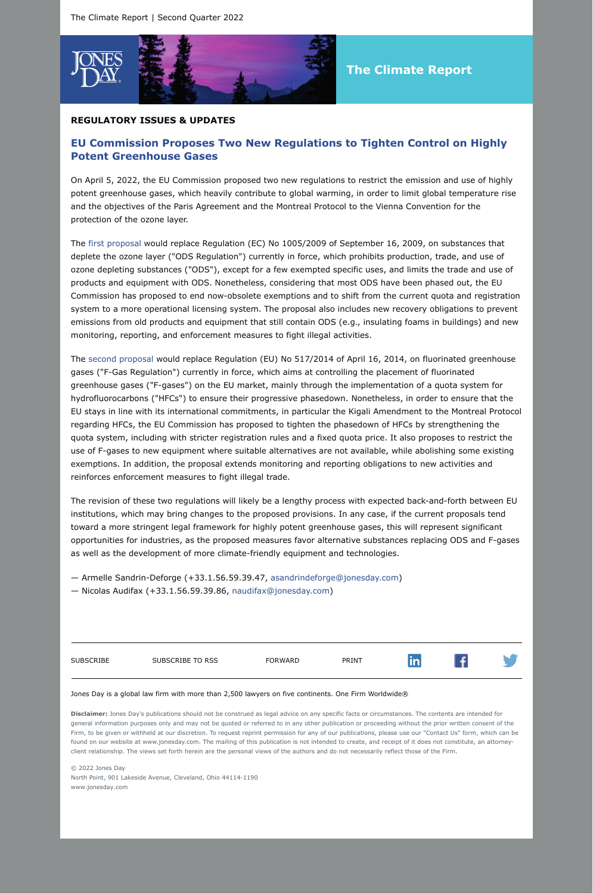The Climate Report | Second Quarter 2022

The Climate Report

**REGULATORY ISSUES & UPDATES**

## EU Commission Proposes Two New Regulations to Tighten Control on Highly Potent Greenhouse Gases

On April 5, 2022, the EU Commission proposed two new regulations to restrict the emission and use of highly potent greenhouse gases, which heavily contribute to global warming, in order to limit global temperature rise and the objectives of the Paris Agreement and the Montreal Protocol to the Vienna Convention for the protection of the ozone layer.

The first proposal would replace Regulation (EC) No 1005/2009 of September 16, 2009, on substances that deplete the ozone layer ("ODS Regulation") currently in force, which prohibits production, trade, and use of ozone depleting substances ("ODS"), except for a few exempted specific uses, and limits the trade and use of products and equipment with ODS. Nonetheless, considering that most ODS have been phased out, the EU Commission has proposed to end now-obsolete exemptions and to shift from the current quota and registration system to a more operational licensing system. The proposal also includes new recovery obligations to prevent emissions from old products and equipment that still contain ODS (e.g., insulating foams in buildings) and new monitoring, reporting, and enforcement measures to fight illegal activities.

The second proposal would replace Regulation (EU) No 517/2014 of April 16, 2014, on fluorinated greenhouse gases ("F-Gas Regulation") currently in force, which aims at controlling the placement of fluorinated greenhouse gases ("F-gases") on the EU market, mainly through the implementation of a quota system for hydrofluorocarbons ("HFCs") to ensure their progressive phasedown. Nonetheless, in order to ensure that the EU stays in line with its international commitments, in particular the Kigali Amendment to the Montreal Protocol regarding HFCs, the EU Commission has proposed to tighten the phasedown of HFCs by strengthening the quota system, including with stricter registration rules and a fixed quota price. It also proposes to restrict the use of F-gases to new equipment where suitable alternatives are not available, while abolishing some existing exemptions. In addition, the proposal extends monitoring and reporting obligations to new activities and reinforces enforcement measures to fight illegal trade.

The revision of these two regulations will likely be a lengthy process with expected back-and-forth between EU institutions, which may bring changes to the proposed provisions. In any case, if the current proposals tend toward a more stringent legal framework for highly potent greenhouse gases, this will represent significant opportunities for industries, as the proposed measures favor alternative substances replacing ODS and F-gases as well as the development of more climate-friendly equipment and technologies.

— Armelle Sandrin-Deforge (+33.1.56.59.39.47, asandrindeforge@jonesday.com)
— Nicolas Audifax (+33.1.56.59.39.86, naudifax@jonesday.com)

SUBSCRIBE | SUBSCRIBE TO RSS | FORWARD | PRINT

Jones Day is a global law firm with more than 2,500 lawyers on five continents. One Firm Worldwide®

**Disclaimer:** Jones Day's publications should not be construed as legal advice on any specific facts or circumstances. The contents are intended for general information purposes only and may not be quoted or referred to in any other publication or proceeding without the prior written consent of the Firm, to be given or withheld at our discretion. To request reprint permission for any of our publications, please use our "Contact Us" form, which can be found on our website at www.jonesday.com. The mailing of this publication is not intended to create, and receipt of it does not constitute, an attorney-client relationship. The views set forth herein are the personal views of the authors and do not necessarily reflect those of the Firm.

© 2022 Jones Day
North Point, 901 Lakeside Avenue, Cleveland, Ohio 44114-1190
www.jonesday.com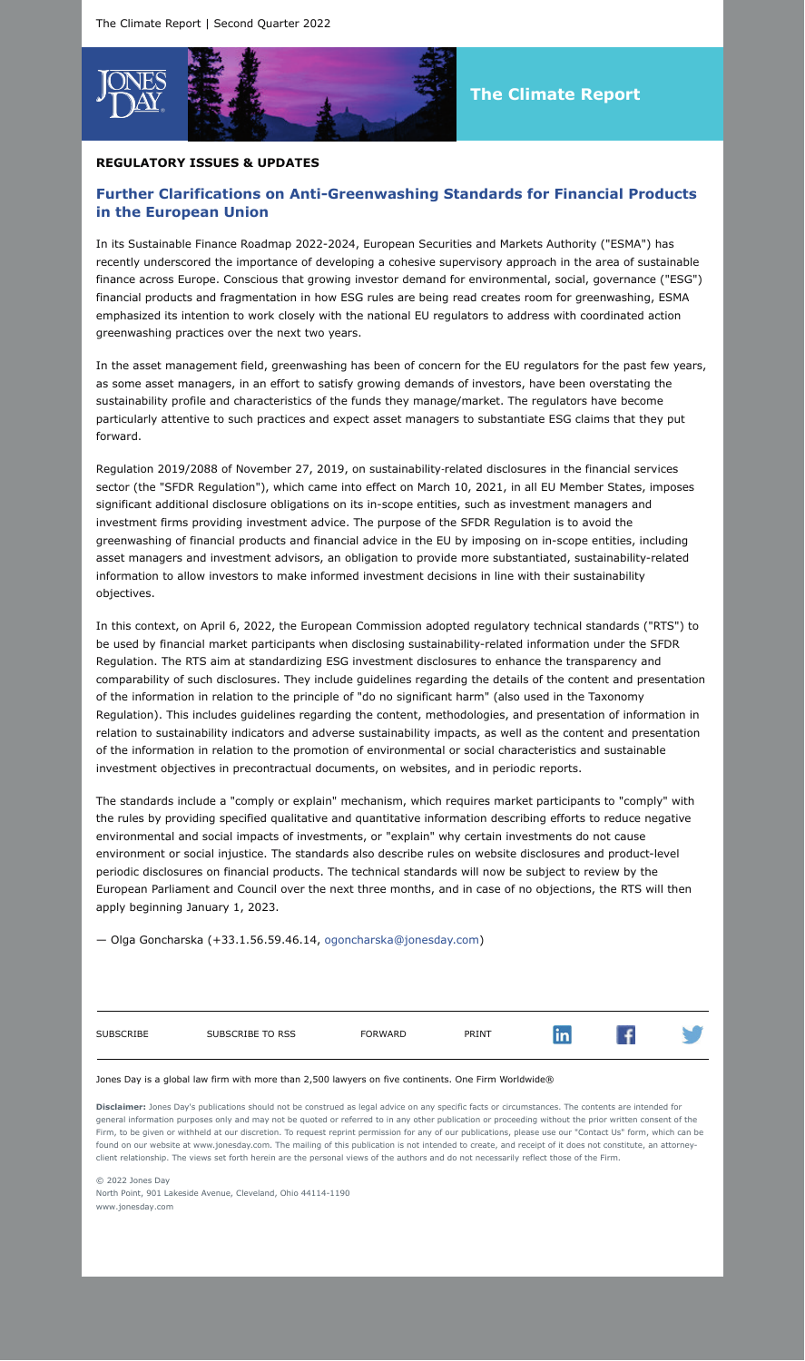**REGULATORY ISSUES & UPDATES**

## Further Clarifications on Anti-Greenwashing Standards for Financial Products in the European Union

In its Sustainable Finance Roadmap 2022-2024, European Securities and Markets Authority ("ESMA") has recently underscored the importance of developing a cohesive supervisory approach in the area of sustainable finance across Europe. Conscious that growing investor demand for environmental, social, governance ("ESG") financial products and fragmentation in how ESG rules are being read creates room for greenwashing, ESMA emphasized its intention to work closely with the national EU regulators to address with coordinated action greenwashing practices over the next two years.

In the asset management field, greenwashing has been of concern for the EU regulators for the past few years, as some asset managers, in an effort to satisfy growing demands of investors, have been overstating the sustainability profile and characteristics of the funds they manage/market. The regulators have become particularly attentive to such practices and expect asset managers to substantiate ESG claims that they put forward.

Regulation 2019/2088 of November 27, 2019, on sustainability-related disclosures in the financial services sector (the "SFDR Regulation"), which came into effect on March 10, 2021, in all EU Member States, imposes significant additional disclosure obligations on its in-scope entities, such as investment managers and investment firms providing investment advice. The purpose of the SFDR Regulation is to avoid the greenwashing of financial products and financial advice in the EU by imposing on in-scope entities, including asset managers and investment advisors, an obligation to provide more substantiated, sustainability-related information to allow investors to make informed investment decisions in line with their sustainability objectives.

In this context, on April 6, 2022, the European Commission adopted regulatory technical standards ("RTS") to be used by financial market participants when disclosing sustainability-related information under the SFDR Regulation. The RTS aim at standardizing ESG investment disclosures to enhance the transparency and comparability of such disclosures. They include guidelines regarding the details of the content and presentation of the information in relation to the principle of "do no significant harm" (also used in the Taxonomy Regulation). This includes guidelines regarding the content, methodologies, and presentation of information in relation to sustainability indicators and adverse sustainability impacts, as well as the content and presentation of the information in relation to the promotion of environmental or social characteristics and sustainable investment objectives in precontractual documents, on websites, and in periodic reports.

The standards include a "comply or explain" mechanism, which requires market participants to "comply" with the rules by providing specified qualitative and quantitative information describing efforts to reduce negative environmental and social impacts of investments, or "explain" why certain investments do not cause environment or social injustice. The standards also describe rules on website disclosures and product-level periodic disclosures on financial products. The technical standards will now be subject to review by the European Parliament and Council over the next three months, and in case of no objections, the RTS will then apply beginning January 1, 2023.

— Olga Goncharska (+33.1.56.59.46.14, ogoncharska@jonesday.com)

SUBSCRIBE | SUBSCRIBE TO RSS | FORWARD | PRINT

Jones Day is a global law firm with more than 2,500 lawyers on five continents. One Firm Worldwide®

**Disclaimer:** Jones Day's publications should not be construed as legal advice on any specific facts or circumstances. The contents are intended for general information purposes only and may not be quoted or referred to in any other publication or proceeding without the prior written consent of the Firm, to be given or withheld at our discretion. To request reprint permission for any of our publications, please use our "Contact Us" form, which can be found on our website at www.jonesday.com. The mailing of this publication is not intended to create, and receipt of it does not constitute, an attorney-client relationship. The views set forth herein are the personal views of the authors and do not necessarily reflect those of the Firm.

© 2022 Jones Day
North Point, 901 Lakeside Avenue, Cleveland, Ohio 44114-1190
www.jonesday.com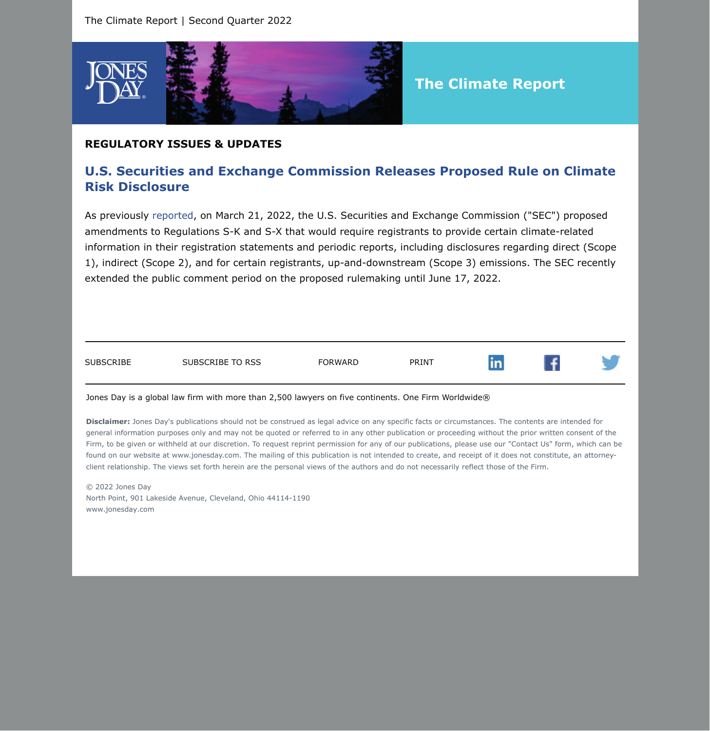## REGULATORY ISSUES & UPDATES

### U.S. Securities and Exchange Commission Releases Proposed Rule on Climate Risk Disclosure

As previously reported, on March 21, 2022, the U.S. Securities and Exchange Commission ("SEC") proposed amendments to Regulations S-K and S-X that would require registrants to provide certain climate-related information in their registration statements and periodic reports, including disclosures regarding direct (Scope 1), indirect (Scope 2), and for certain registrants, up-and-downstream (Scope 3) emissions. The SEC recently extended the public comment period on the proposed rulemaking until June 17, 2022.

SUBSCRIBE | SUBSCRIBE TO RSS | FORWARD | PRINT

Jones Day is a global law firm with more than 2,500 lawyers on five continents. One Firm Worldwide®

**Disclaimer:** Jones Day's publications should not be construed as legal advice on any specific facts or circumstances. The contents are intended for general information purposes only and may not be quoted or referred to in any other publication or proceeding without the prior written consent of the Firm, to be given or withheld at our discretion. To request reprint permission for any of our publications, please use our "Contact Us" form, which can be found on our website at www.jonesday.com. The mailing of this publication is not intended to create, and receipt of it does not constitute, an attorney-client relationship. The views set forth herein are the personal views of the authors and do not necessarily reflect those of the Firm.

© 2022 Jones Day
North Point, 901 Lakeside Avenue, Cleveland, Ohio 44114-1190
www.jonesday.com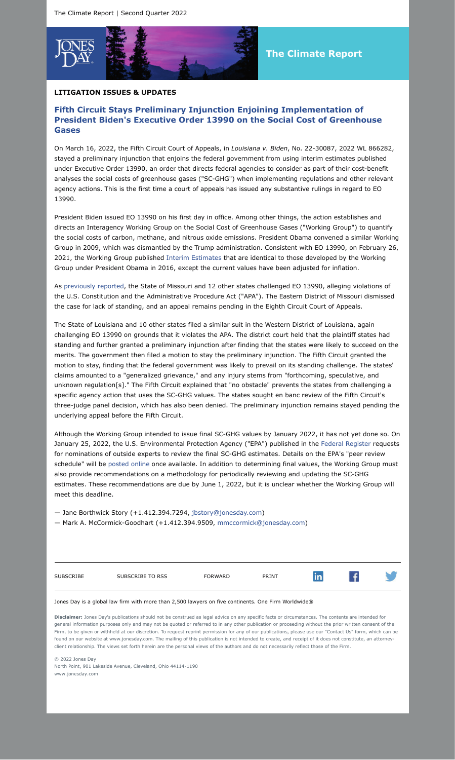**LITIGATION ISSUES & UPDATES**

## Fifth Circuit Stays Preliminary Injunction Enjoining Implementation of President Biden's Executive Order 13990 on the Social Cost of Greenhouse Gases

On March 16, 2022, the Fifth Circuit Court of Appeals, in *Louisiana v. Biden*, No. 22-30087, 2022 WL 866282, stayed a preliminary injunction that enjoins the federal government from using interim estimates published under Executive Order 13990, an order that directs federal agencies to consider as part of their cost-benefit analyses the social costs of greenhouse gases ("SC-GHG") when implementing regulations and other relevant agency actions. This is the first time a court of appeals has issued any substantive rulings in regard to EO 13990.

President Biden issued EO 13990 on his first day in office. Among other things, the action establishes and directs an Interagency Working Group on the Social Cost of Greenhouse Gases ("Working Group") to quantify the social costs of carbon, methane, and nitrous oxide emissions. President Obama convened a similar Working Group in 2009, which was dismantled by the Trump administration. Consistent with EO 13990, on February 26, 2021, the Working Group published Interim Estimates that are identical to those developed by the Working Group under President Obama in 2016, except the current values have been adjusted for inflation.

As previously reported, the State of Missouri and 12 other states challenged EO 13990, alleging violations of the U.S. Constitution and the Administrative Procedure Act ("APA"). The Eastern District of Missouri dismissed the case for lack of standing, and an appeal remains pending in the Eighth Circuit Court of Appeals.

The State of Louisiana and 10 other states filed a similar suit in the Western District of Louisiana, again challenging EO 13990 on grounds that it violates the APA. The district court held that the plaintiff states had standing and further granted a preliminary injunction after finding that the states were likely to succeed on the merits. The government then filed a motion to stay the preliminary injunction. The Fifth Circuit granted the motion to stay, finding that the federal government was likely to prevail on its standing challenge. The states' claims amounted to a "generalized grievance," and any injury stems from "forthcoming, speculative, and unknown regulation[s]." The Fifth Circuit explained that "no obstacle" prevents the states from challenging a specific agency action that uses the SC-GHG values. The states sought en banc review of the Fifth Circuit's three-judge panel decision, which has also been denied. The preliminary injunction remains stayed pending the underlying appeal before the Fifth Circuit.

Although the Working Group intended to issue final SC-GHG values by January 2022, it has not yet done so. On January 25, 2022, the U.S. Environmental Protection Agency ("EPA") published in the Federal Register requests for nominations of outside experts to review the final SC-GHG estimates. Details on the EPA's "peer review schedule" will be posted online once available. In addition to determining final values, the Working Group must also provide recommendations on a methodology for periodically reviewing and updating the SC-GHG estimates. These recommendations are due by June 1, 2022, but it is unclear whether the Working Group will meet this deadline.

— Jane Borthwick Story (+1.412.394.7294, jbstory@jonesday.com)
— Mark A. McCormick-Goodhart (+1.412.394.9509, mmccormick@jonesday.com)

SUBSCRIBE | SUBSCRIBE TO RSS | FORWARD | PRINT

Jones Day is a global law firm with more than 2,500 lawyers on five continents. One Firm Worldwide®

**Disclaimer:** Jones Day's publications should not be construed as legal advice on any specific facts or circumstances. The contents are intended for general information purposes only and may not be quoted or referred to in any other publication or proceeding without the prior written consent of the Firm, to be given or withheld at our discretion. To request reprint permission for any of our publications, please use our "Contact Us" form, which can be found on our website at www.jonesday.com. The mailing of this publication is not intended to create, and receipt of it does not constitute, an attorney-client relationship. The views set forth herein are the personal views of the authors and do not necessarily reflect those of the Firm.

© 2022 Jones Day
North Point, 901 Lakeside Avenue, Cleveland, Ohio 44114-1190
www.jonesday.com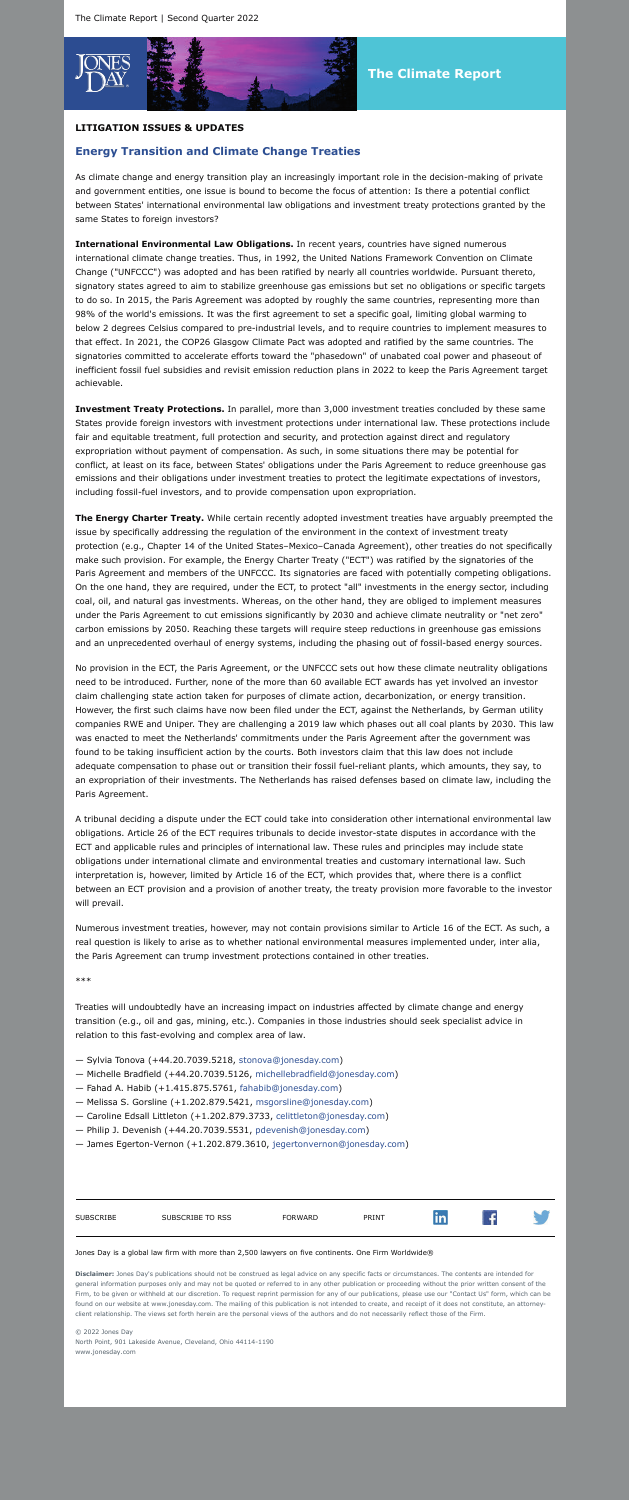**LITIGATION ISSUES & UPDATES**

## Energy Transition and Climate Change Treaties

As climate change and energy transition play an increasingly important role in the decision-making of private and government entities, one issue is bound to become the focus of attention: Is there a potential conflict between States' international environmental law obligations and investment treaty protections granted by the same States to foreign investors?

**International Environmental Law Obligations.** In recent years, countries have signed numerous international climate change treaties. Thus, in 1992, the United Nations Framework Convention on Climate Change ("UNFCCC") was adopted and has been ratified by nearly all countries worldwide. Pursuant thereto, signatory states agreed to aim to stabilize greenhouse gas emissions but set no obligations or specific targets to do so. In 2015, the Paris Agreement was adopted by roughly the same countries, representing more than 98% of the world's emissions. It was the first agreement to set a specific goal, limiting global warming to below 2 degrees Celsius compared to pre-industrial levels, and to require countries to implement measures to that effect. In 2021, the COP26 Glasgow Climate Pact was adopted and ratified by the same countries. The signatories committed to accelerate efforts toward the "phasedown" of unabated coal power and phaseout of inefficient fossil fuel subsidies and revisit emission reduction plans in 2022 to keep the Paris Agreement target achievable.

**Investment Treaty Protections.** In parallel, more than 3,000 investment treaties concluded by these same States provide foreign investors with investment protections under international law. These protections include fair and equitable treatment, full protection and security, and protection against direct and regulatory expropriation without payment of compensation. As such, in some situations there may be potential for conflict, at least on its face, between States' obligations under the Paris Agreement to reduce greenhouse gas emissions and their obligations under investment treaties to protect the legitimate expectations of investors, including fossil-fuel investors, and to provide compensation upon expropriation.

**The Energy Charter Treaty.** While certain recently adopted investment treaties have arguably preempted the issue by specifically addressing the regulation of the environment in the context of investment treaty protection (e.g., Chapter 14 of the United States–Mexico–Canada Agreement), other treaties do not specifically make such provision. For example, the Energy Charter Treaty ("ECT") was ratified by the signatories of the Paris Agreement and members of the UNFCCC. Its signatories are faced with potentially competing obligations. On the one hand, they are required, under the ECT, to protect "all" investments in the energy sector, including coal, oil, and natural gas investments. Whereas, on the other hand, they are obliged to implement measures under the Paris Agreement to cut emissions significantly by 2030 and achieve climate neutrality or "net zero" carbon emissions by 2050. Reaching these targets will require steep reductions in greenhouse gas emissions and an unprecedented overhaul of energy systems, including the phasing out of fossil-based energy sources.

No provision in the ECT, the Paris Agreement, or the UNFCCC sets out how these climate neutrality obligations need to be introduced. Further, none of the more than 60 available ECT awards has yet involved an investor claim challenging state action taken for purposes of climate action, decarbonization, or energy transition. However, the first such claims have now been filed under the ECT, against the Netherlands, by German utility companies RWE and Uniper. They are challenging a 2019 law which phases out all coal plants by 2030. This law was enacted to meet the Netherlands' commitments under the Paris Agreement after the government was found to be taking insufficient action by the courts. Both investors claim that this law does not include adequate compensation to phase out or transition their fossil fuel-reliant plants, which amounts, they say, to an expropriation of their investments. The Netherlands has raised defenses based on climate law, including the Paris Agreement.

A tribunal deciding a dispute under the ECT could take into consideration other international environmental law obligations. Article 26 of the ECT requires tribunals to decide investor-state disputes in accordance with the ECT and applicable rules and principles of international law. These rules and principles may include state obligations under international climate and environmental treaties and customary international law. Such interpretation is, however, limited by Article 16 of the ECT, which provides that, where there is a conflict between an ECT provision and a provision of another treaty, the treaty provision more favorable to the investor will prevail.

Numerous investment treaties, however, may not contain provisions similar to Article 16 of the ECT. As such, a real question is likely to arise as to whether national environmental measures implemented under, inter alia, the Paris Agreement can trump investment protections contained in other treaties.

***

Treaties will undoubtedly have an increasing impact on industries affected by climate change and energy transition (e.g., oil and gas, mining, etc.). Companies in those industries should seek specialist advice in relation to this fast-evolving and complex area of law.

— Sylvia Tonova (+44.20.7039.5218, stonova@jonesday.com)
— Michelle Bradfield (+44.20.7039.5126, michellebradfield@jonesday.com)
— Fahad A. Habib (+1.415.875.5761, fahabib@jonesday.com)
— Melissa S. Gorsline (+1.202.879.5421, msgorsline@jonesday.com)
— Caroline Edsall Littleton (+1.202.879.3733, celittleton@jonesday.com)
— Philip J. Devenish (+44.20.7039.5531, pdevenish@jonesday.com)
— James Egerton-Vernon (+1.202.879.3610, jegertonvernon@jonesday.com)

SUBSCRIBE | SUBSCRIBE TO RSS | FORWARD | PRINT

Jones Day is a global law firm with more than 2,500 lawyers on five continents. One Firm Worldwide®

**Disclaimer:** Jones Day's publications should not be construed as legal advice on any specific facts or circumstances. The contents are intended for general information purposes only and may not be quoted or referred to in any other publication or proceeding without the prior written consent of the Firm, to be given or withheld at our discretion. To request reprint permission for any of our publications, please use our "Contact Us" form, which can be found on our website at www.jonesday.com. The mailing of this publication is not intended to create, and receipt of it does not constitute, an attorney-client relationship. The views set forth herein are the personal views of the authors and do not necessarily reflect those of the Firm.

© 2022 Jones Day
North Point, 901 Lakeside Avenue, Cleveland, Ohio 44114-1190
www.jonesday.com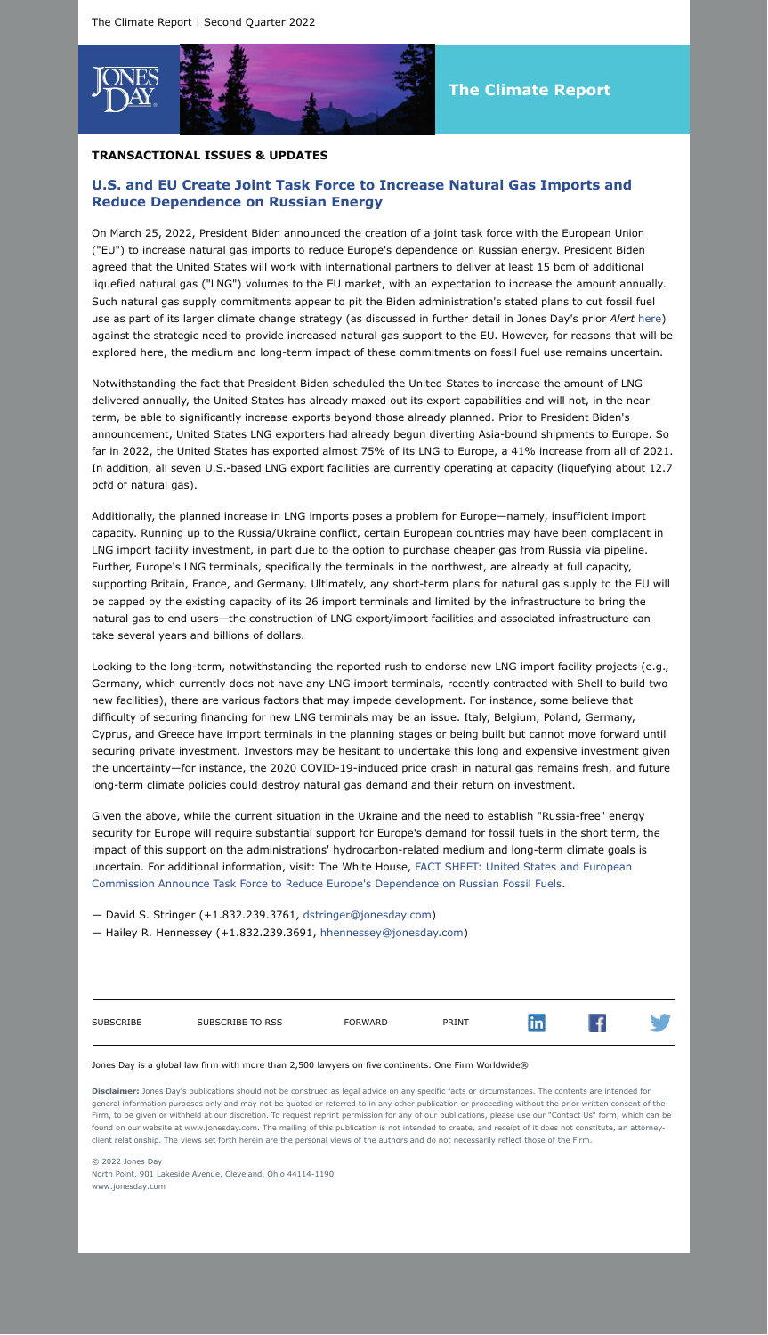**TRANSACTIONAL ISSUES & UPDATES**

## U.S. and EU Create Joint Task Force to Increase Natural Gas Imports and Reduce Dependence on Russian Energy

On March 25, 2022, President Biden announced the creation of a joint task force with the European Union ("EU") to increase natural gas imports to reduce Europe's dependence on Russian energy. President Biden agreed that the United States will work with international partners to deliver at least 15 bcm of additional liquefied natural gas ("LNG") volumes to the EU market, with an expectation to increase the amount annually. Such natural gas supply commitments appear to pit the Biden administration's stated plans to cut fossil fuel use as part of its larger climate change strategy (as discussed in further detail in Jones Day's prior *Alert* here) against the strategic need to provide increased natural gas support to the EU. However, for reasons that will be explored here, the medium and long-term impact of these commitments on fossil fuel use remains uncertain.

Notwithstanding the fact that President Biden scheduled the United States to increase the amount of LNG delivered annually, the United States has already maxed out its export capabilities and will not, in the near term, be able to significantly increase exports beyond those already planned. Prior to President Biden's announcement, United States LNG exporters had already begun diverting Asia-bound shipments to Europe. So far in 2022, the United States has exported almost 75% of its LNG to Europe, a 41% increase from all of 2021. In addition, all seven U.S.-based LNG export facilities are currently operating at capacity (liquefying about 12.7 bcfd of natural gas).

Additionally, the planned increase in LNG imports poses a problem for Europe—namely, insufficient import capacity. Running up to the Russia/Ukraine conflict, certain European countries may have been complacent in LNG import facility investment, in part due to the option to purchase cheaper gas from Russia via pipeline. Further, Europe's LNG terminals, specifically the terminals in the northwest, are already at full capacity, supporting Britain, France, and Germany. Ultimately, any short-term plans for natural gas supply to the EU will be capped by the existing capacity of its 26 import terminals and limited by the infrastructure to bring the natural gas to end users—the construction of LNG export/import facilities and associated infrastructure can take several years and billions of dollars.

Looking to the long-term, notwithstanding the reported rush to endorse new LNG import facility projects (e.g., Germany, which currently does not have any LNG import terminals, recently contracted with Shell to build two new facilities), there are various factors that may impede development. For instance, some believe that difficulty of securing financing for new LNG terminals may be an issue. Italy, Belgium, Poland, Germany, Cyprus, and Greece have import terminals in the planning stages or being built but cannot move forward until securing private investment. Investors may be hesitant to undertake this long and expensive investment given the uncertainty—for instance, the 2020 COVID-19-induced price crash in natural gas remains fresh, and future long-term climate policies could destroy natural gas demand and their return on investment.

Given the above, while the current situation in the Ukraine and the need to establish "Russia-free" energy security for Europe will require substantial support for Europe's demand for fossil fuels in the short term, the impact of this support on the administrations' hydrocarbon-related medium and long-term climate goals is uncertain. For additional information, visit: The White House, FACT SHEET: United States and European Commission Announce Task Force to Reduce Europe's Dependence on Russian Fossil Fuels.

— David S. Stringer (+1.832.239.3761, dstringer@jonesday.com)

— Hailey R. Hennessey (+1.832.239.3691, hhennessey@jonesday.com)

SUBSCRIBE | SUBSCRIBE TO RSS | FORWARD | PRINT

Jones Day is a global law firm with more than 2,500 lawyers on five continents. One Firm Worldwide®

**Disclaimer:** Jones Day's publications should not be construed as legal advice on any specific facts or circumstances. The contents are intended for general information purposes only and may not be quoted or referred to in any other publication or proceeding without the prior written consent of the Firm, to be given or withheld at our discretion. To request reprint permission for any of our publications, please use our "Contact Us" form, which can be found on our website at www.jonesday.com. The mailing of this publication is not intended to create, and receipt of it does not constitute, an attorney-client relationship. The views set forth herein are the personal views of the authors and do not necessarily reflect those of the Firm.

© 2022 Jones Day
North Point, 901 Lakeside Avenue, Cleveland, Ohio 44114-1190
www.jonesday.com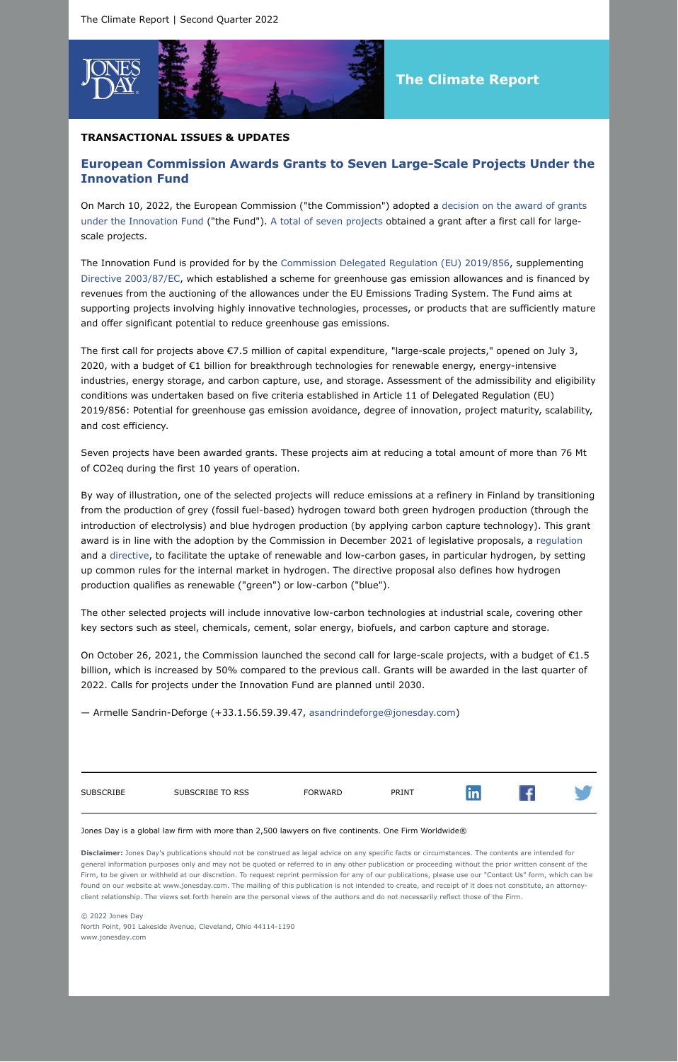The Climate Report

## TRANSACTIONAL ISSUES & UPDATES

### European Commission Awards Grants to Seven Large-Scale Projects Under the Innovation Fund

On March 10, 2022, the European Commission ("the Commission") adopted a decision on the award of grants under the Innovation Fund ("the Fund"). A total of seven projects obtained a grant after a first call for large-scale projects.

The Innovation Fund is provided for by the Commission Delegated Regulation (EU) 2019/856, supplementing Directive 2003/87/EC, which established a scheme for greenhouse gas emission allowances and is financed by revenues from the auctioning of the allowances under the EU Emissions Trading System. The Fund aims at supporting projects involving highly innovative technologies, processes, or products that are sufficiently mature and offer significant potential to reduce greenhouse gas emissions.

The first call for projects above €7.5 million of capital expenditure, "large-scale projects," opened on July 3, 2020, with a budget of €1 billion for breakthrough technologies for renewable energy, energy-intensive industries, energy storage, and carbon capture, use, and storage. Assessment of the admissibility and eligibility conditions was undertaken based on five criteria established in Article 11 of Delegated Regulation (EU) 2019/856: Potential for greenhouse gas emission avoidance, degree of innovation, project maturity, scalability, and cost efficiency.

Seven projects have been awarded grants. These projects aim at reducing a total amount of more than 76 Mt of CO2eq during the first 10 years of operation.

By way of illustration, one of the selected projects will reduce emissions at a refinery in Finland by transitioning from the production of grey (fossil fuel-based) hydrogen toward both green hydrogen production (through the introduction of electrolysis) and blue hydrogen production (by applying carbon capture technology). This grant award is in line with the adoption by the Commission in December 2021 of legislative proposals, a regulation and a directive, to facilitate the uptake of renewable and low-carbon gases, in particular hydrogen, by setting up common rules for the internal market in hydrogen. The directive proposal also defines how hydrogen production qualifies as renewable ("green") or low-carbon ("blue").

The other selected projects will include innovative low-carbon technologies at industrial scale, covering other key sectors such as steel, chemicals, cement, solar energy, biofuels, and carbon capture and storage.

On October 26, 2021, the Commission launched the second call for large-scale projects, with a budget of €1.5 billion, which is increased by 50% compared to the previous call. Grants will be awarded in the last quarter of 2022. Calls for projects under the Innovation Fund are planned until 2030.

— Armelle Sandrin-Deforge (+33.1.56.59.39.47, asandrindeforge@jonesday.com)

SUBSCRIBE | SUBSCRIBE TO RSS | FORWARD | PRINT

Jones Day is a global law firm with more than 2,500 lawyers on five continents. One Firm Worldwide®

**Disclaimer:** Jones Day's publications should not be construed as legal advice on any specific facts or circumstances. The contents are intended for general information purposes only and may not be quoted or referred to in any other publication or proceeding without the prior written consent of the Firm, to be given or withheld at our discretion. To request reprint permission for any of our publications, please use our "Contact Us" form, which can be found on our website at www.jonesday.com. The mailing of this publication is not intended to create, and receipt of it does not constitute, an attorney-client relationship. The views set forth herein are the personal views of the authors and do not necessarily reflect those of the Firm.

© 2022 Jones Day
North Point, 901 Lakeside Avenue, Cleveland, Ohio 44114-1190
www.jonesday.com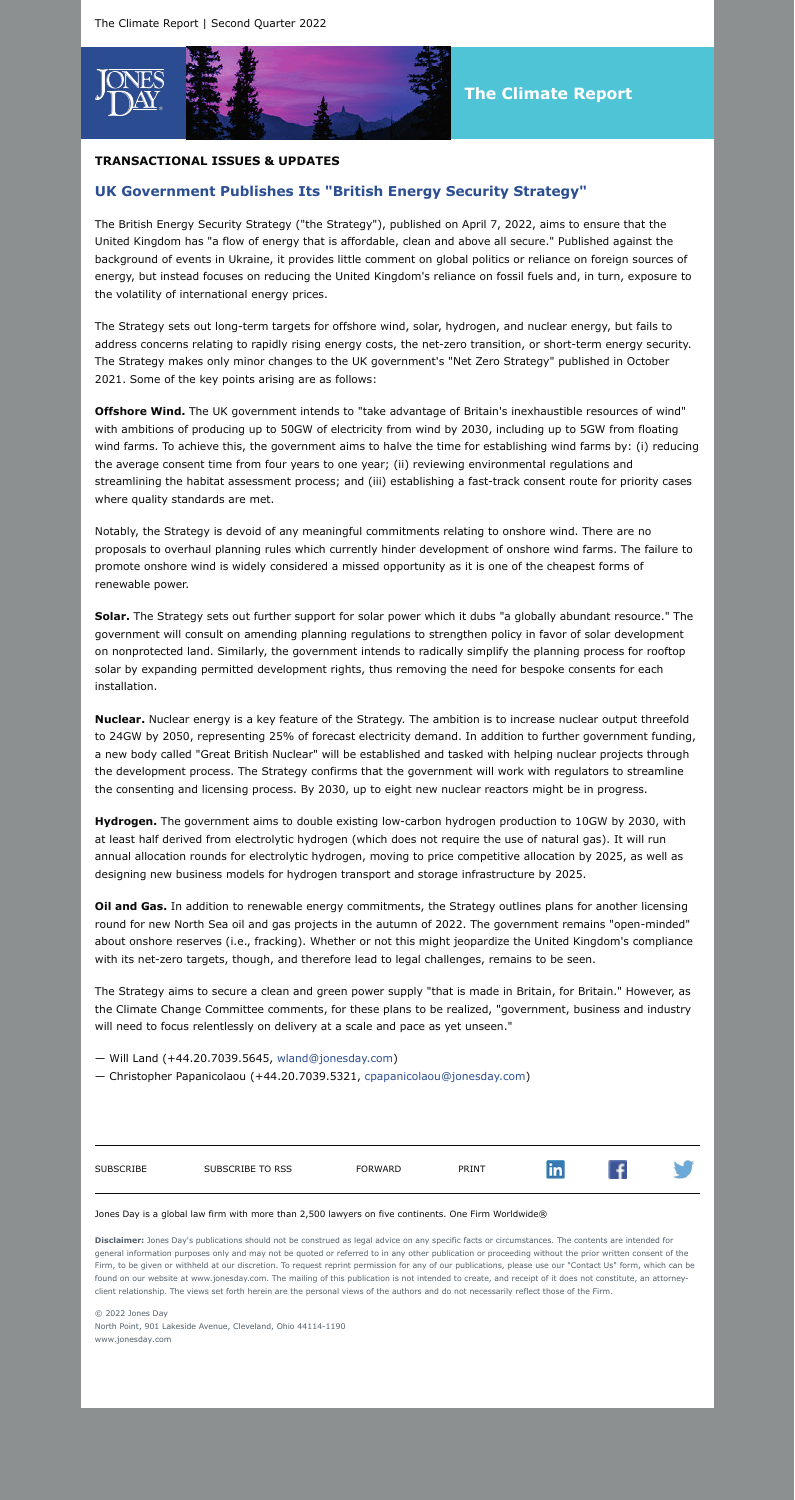**The Climate Report**

**TRANSACTIONAL ISSUES & UPDATES**

## UK Government Publishes Its "British Energy Security Strategy"

The British Energy Security Strategy ("the Strategy"), published on April 7, 2022, aims to ensure that the United Kingdom has "a flow of energy that is affordable, clean and above all secure." Published against the background of events in Ukraine, it provides little comment on global politics or reliance on foreign sources of energy, but instead focuses on reducing the United Kingdom's reliance on fossil fuels and, in turn, exposure to the volatility of international energy prices.

The Strategy sets out long-term targets for offshore wind, solar, hydrogen, and nuclear energy, but fails to address concerns relating to rapidly rising energy costs, the net-zero transition, or short-term energy security. The Strategy makes only minor changes to the UK government's "Net Zero Strategy" published in October 2021. Some of the key points arising are as follows:

**Offshore Wind.** The UK government intends to "take advantage of Britain's inexhaustible resources of wind" with ambitions of producing up to 50GW of electricity from wind by 2030, including up to 5GW from floating wind farms. To achieve this, the government aims to halve the time for establishing wind farms by: (i) reducing the average consent time from four years to one year; (ii) reviewing environmental regulations and streamlining the habitat assessment process; and (iii) establishing a fast-track consent route for priority cases where quality standards are met.

Notably, the Strategy is devoid of any meaningful commitments relating to onshore wind. There are no proposals to overhaul planning rules which currently hinder development of onshore wind farms. The failure to promote onshore wind is widely considered a missed opportunity as it is one of the cheapest forms of renewable power.

**Solar.** The Strategy sets out further support for solar power which it dubs "a globally abundant resource." The government will consult on amending planning regulations to strengthen policy in favor of solar development on nonprotected land. Similarly, the government intends to radically simplify the planning process for rooftop solar by expanding permitted development rights, thus removing the need for bespoke consents for each installation.

**Nuclear.** Nuclear energy is a key feature of the Strategy. The ambition is to increase nuclear output threefold to 24GW by 2050, representing 25% of forecast electricity demand. In addition to further government funding, a new body called "Great British Nuclear" will be established and tasked with helping nuclear projects through the development process. The Strategy confirms that the government will work with regulators to streamline the consenting and licensing process. By 2030, up to eight new nuclear reactors might be in progress.

**Hydrogen.** The government aims to double existing low-carbon hydrogen production to 10GW by 2030, with at least half derived from electrolytic hydrogen (which does not require the use of natural gas). It will run annual allocation rounds for electrolytic hydrogen, moving to price competitive allocation by 2025, as well as designing new business models for hydrogen transport and storage infrastructure by 2025.

**Oil and Gas.** In addition to renewable energy commitments, the Strategy outlines plans for another licensing round for new North Sea oil and gas projects in the autumn of 2022. The government remains "open-minded" about onshore reserves (i.e., fracking). Whether or not this might jeopardize the United Kingdom's compliance with its net-zero targets, though, and therefore lead to legal challenges, remains to be seen.

The Strategy aims to secure a clean and green power supply "that is made in Britain, for Britain." However, as the Climate Change Committee comments, for these plans to be realized, "government, business and industry will need to focus relentlessly on delivery at a scale and pace as yet unseen."

— Will Land (+44.20.7039.5645, wland@jonesday.com)

— Christopher Papanicolaou (+44.20.7039.5321, cpapanicolaou@jonesday.com)

SUBSCRIBE | SUBSCRIBE TO RSS | FORWARD | PRINT

Jones Day is a global law firm with more than 2,500 lawyers on five continents. One Firm Worldwide®

**Disclaimer:** Jones Day's publications should not be construed as legal advice on any specific facts or circumstances. The contents are intended for general information purposes only and may not be quoted or referred to in any other publication or proceeding without the prior written consent of the Firm, to be given or withheld at our discretion. To request reprint permission for any of our publications, please use our "Contact Us" form, which can be found on our website at www.jonesday.com. The mailing of this publication is not intended to create, and receipt of it does not constitute, an attorney-client relationship. The views set forth herein are the personal views of the authors and do not necessarily reflect those of the Firm.

© 2022 Jones Day
North Point, 901 Lakeside Avenue, Cleveland, Ohio 44114-1190
www.jonesday.com